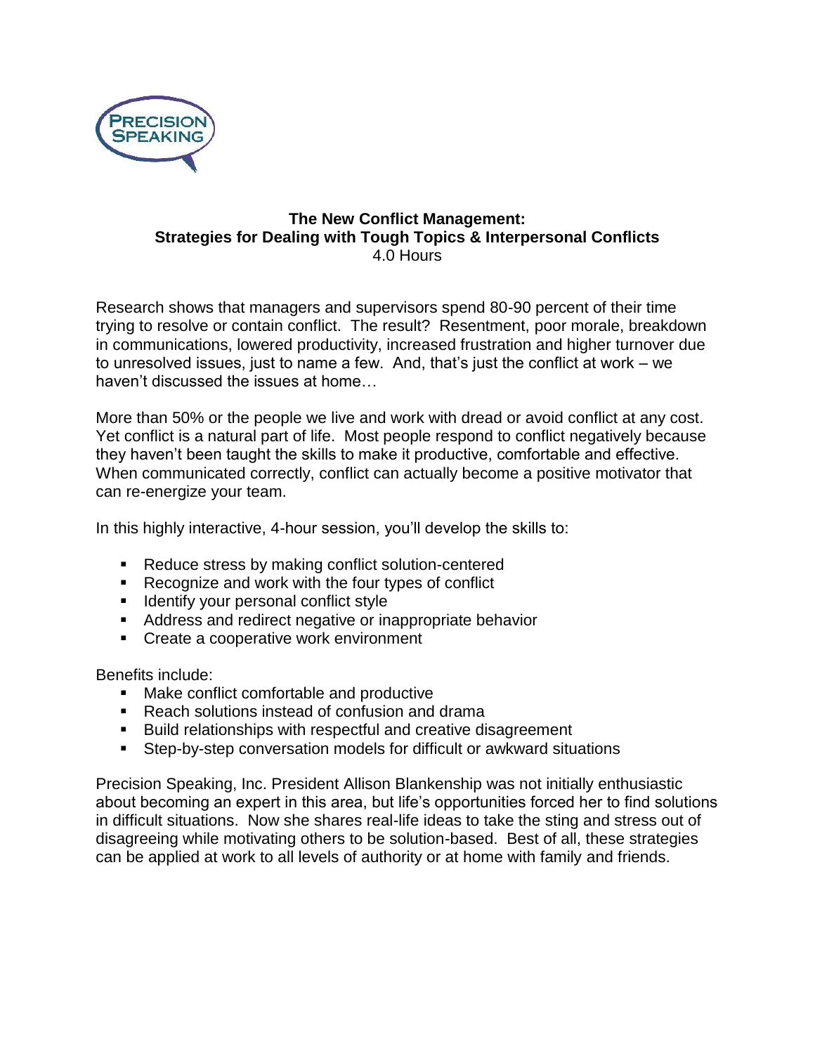PRECISION SPEAKING

# The New Conflict Management: Strategies for Dealing with Tough Topics & Interpersonal Conflicts

4.0 Hours

Research shows that managers and supervisors spend 80-90 percent of their time trying to resolve or contain conflict. The result? Resentment, poor morale, breakdown in communications, lowered productivity, increased frustration and higher turnover due to unresolved issues, just to name a few. And, that's just the conflict at work – we haven't discussed the issues at home…

More than 50% or the people we live and work with dread or avoid conflict at any cost. Yet conflict is a natural part of life. Most people respond to conflict negatively because they haven't been taught the skills to make it productive, comfortable and effective. When communicated correctly, conflict can actually become a positive motivator that can re-energize your team.

In this highly interactive, 4-hour session, you'll develop the skills to:

- Reduce stress by making conflict solution-centered
- Recognize and work with the four types of conflict
- Identify your personal conflict style
- Address and redirect negative or inappropriate behavior
- Create a cooperative work environment

Benefits include:

- Make conflict comfortable and productive
- Reach solutions instead of confusion and drama
- Build relationships with respectful and creative disagreement
- Step-by-step conversation models for difficult or awkward situations

Precision Speaking, Inc. President Allison Blankenship was not initially enthusiastic about becoming an expert in this area, but life's opportunities forced her to find solutions in difficult situations. Now she shares real-life ideas to take the sting and stress out of disagreeing while motivating others to be solution-based. Best of all, these strategies can be applied at work to all levels of authority or at home with family and friends.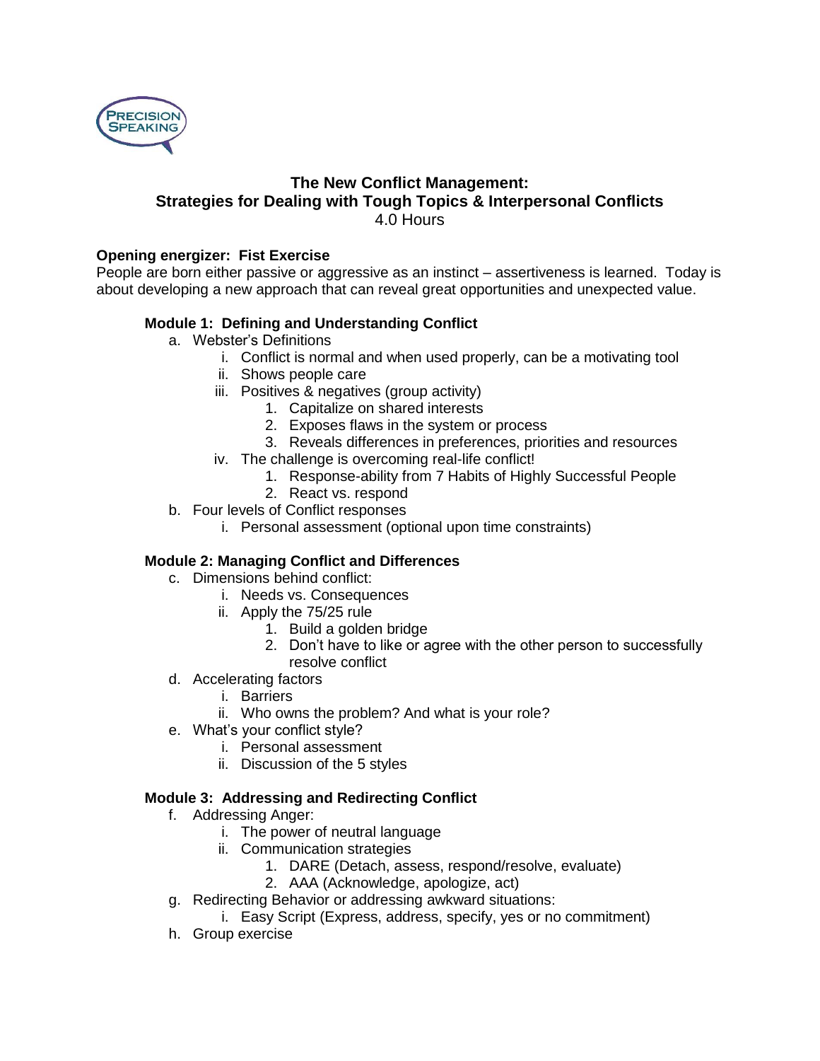PRECISION SPEAKING

**The New Conflict Management:**
**Strategies for Dealing with Tough Topics & Interpersonal Conflicts**
4.0 Hours

**Opening energizer: Fist Exercise**
People are born either passive or aggressive as an instinct – assertiveness is learned. Today is about developing a new approach that can reveal great opportunities and unexpected value.

**Module 1: Defining and Understanding Conflict**

a. Webster's Definitions
    i. Conflict is normal and when used properly, can be a motivating tool
    ii. Shows people care
    iii. Positives & negatives (group activity)
        1. Capitalize on shared interests
        2. Exposes flaws in the system or process
        3. Reveals differences in preferences, priorities and resources
    iv. The challenge is overcoming real-life conflict!
        1. Response-ability from 7 Habits of Highly Successful People
        2. React vs. respond
b. Four levels of Conflict responses
    i. Personal assessment (optional upon time constraints)

**Module 2: Managing Conflict and Differences**

c. Dimensions behind conflict:
    i. Needs vs. Consequences
    ii. Apply the 75/25 rule
        1. Build a golden bridge
        2. Don't have to like or agree with the other person to successfully resolve conflict
d. Accelerating factors
    i. Barriers
    ii. Who owns the problem? And what is your role?
e. What's your conflict style?
    i. Personal assessment
    ii. Discussion of the 5 styles

**Module 3: Addressing and Redirecting Conflict**

f. Addressing Anger:
    i. The power of neutral language
    ii. Communication strategies
        1. DARE (Detach, assess, respond/resolve, evaluate)
        2. AAA (Acknowledge, apologize, act)
g. Redirecting Behavior or addressing awkward situations:
    i. Easy Script (Express, address, specify, yes or no commitment)
h. Group exercise